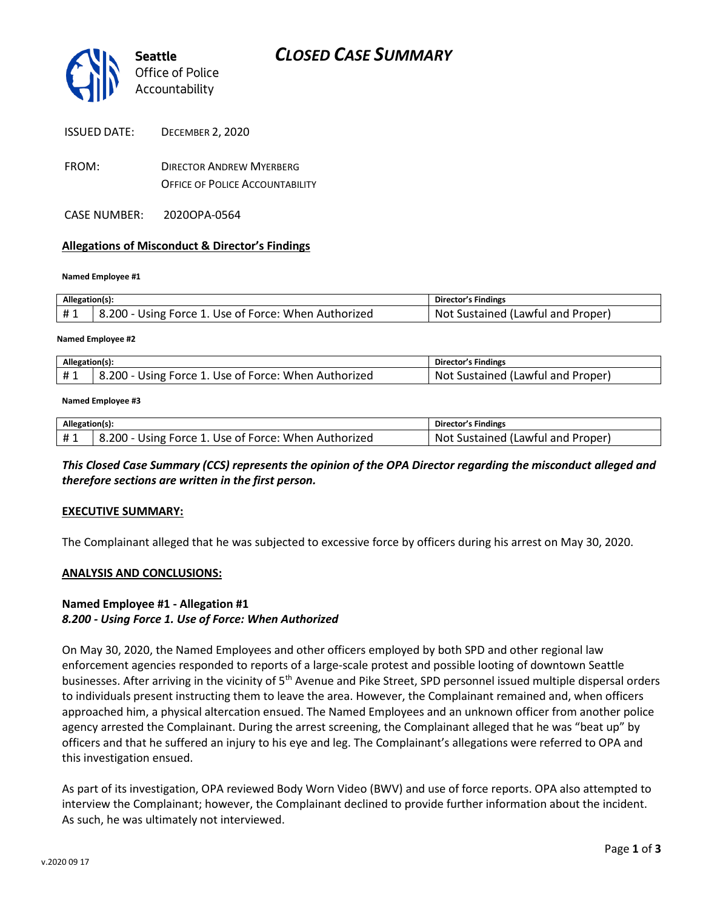Seattle Office of Police Accountability

# CLOSED CASE SUMMARY

ISSUED DATE: DECEMBER 2, 2020

FROM: DIRECTOR ANDREW MYERBERG
OFFICE OF POLICE ACCOUNTABILITY

CASE NUMBER: 2020OPA-0564

**Allegations of Misconduct & Director's Findings**

**Named Employee #1**

| Allegation(s): | | Director's Findings |
|---|---|---|
| # 1 | 8.200 - Using Force 1. Use of Force: When Authorized | Not Sustained (Lawful and Proper) |

**Named Employee #2**

| Allegation(s): | | Director's Findings |
|---|---|---|
| # 1 | 8.200 - Using Force 1. Use of Force: When Authorized | Not Sustained (Lawful and Proper) |

**Named Employee #3**

| Allegation(s): | | Director's Findings |
|---|---|---|
| # 1 | 8.200 - Using Force 1. Use of Force: When Authorized | Not Sustained (Lawful and Proper) |

***This Closed Case Summary (CCS) represents the opinion of the OPA Director regarding the misconduct alleged and therefore sections are written in the first person.***

**EXECUTIVE SUMMARY:**

The Complainant alleged that he was subjected to excessive force by officers during his arrest on May 30, 2020.

**ANALYSIS AND CONCLUSIONS:**

**Named Employee #1 - Allegation #1**
***8.200 - Using Force 1. Use of Force: When Authorized***

On May 30, 2020, the Named Employees and other officers employed by both SPD and other regional law enforcement agencies responded to reports of a large-scale protest and possible looting of downtown Seattle businesses. After arriving in the vicinity of 5th Avenue and Pike Street, SPD personnel issued multiple dispersal orders to individuals present instructing them to leave the area. However, the Complainant remained and, when officers approached him, a physical altercation ensued. The Named Employees and an unknown officer from another police agency arrested the Complainant. During the arrest screening, the Complainant alleged that he was "beat up" by officers and that he suffered an injury to his eye and leg. The Complainant's allegations were referred to OPA and this investigation ensued.

As part of its investigation, OPA reviewed Body Worn Video (BWV) and use of force reports. OPA also attempted to interview the Complainant; however, the Complainant declined to provide further information about the incident. As such, he was ultimately not interviewed.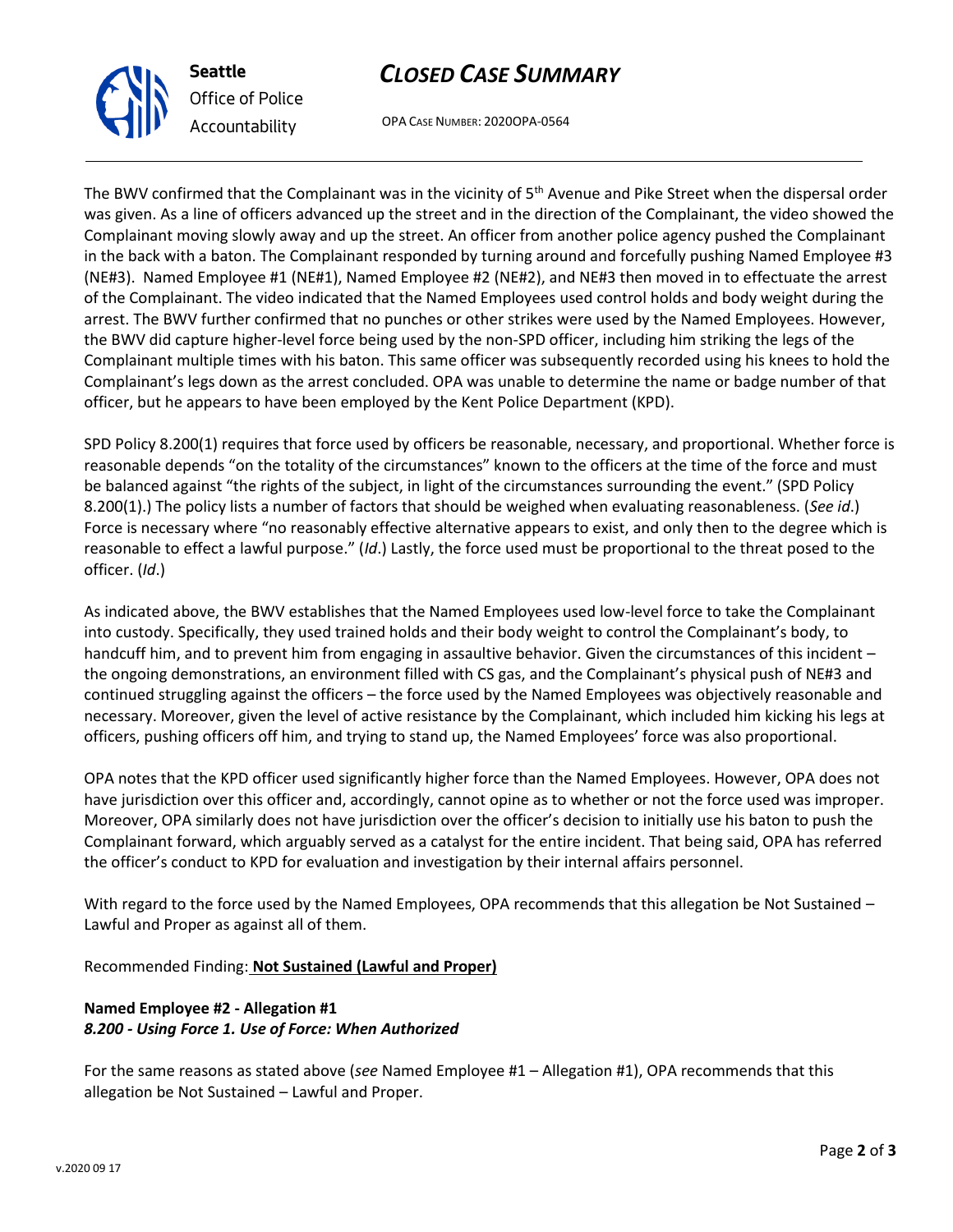The BWV confirmed that the Complainant was in the vicinity of 5th Avenue and Pike Street when the dispersal order was given. As a line of officers advanced up the street and in the direction of the Complainant, the video showed the Complainant moving slowly away and up the street. An officer from another police agency pushed the Complainant in the back with a baton. The Complainant responded by turning around and forcefully pushing Named Employee #3 (NE#3). Named Employee #1 (NE#1), Named Employee #2 (NE#2), and NE#3 then moved in to effectuate the arrest of the Complainant. The video indicated that the Named Employees used control holds and body weight during the arrest. The BWV further confirmed that no punches or other strikes were used by the Named Employees. However, the BWV did capture higher-level force being used by the non-SPD officer, including him striking the legs of the Complainant multiple times with his baton. This same officer was subsequently recorded using his knees to hold the Complainant's legs down as the arrest concluded. OPA was unable to determine the name or badge number of that officer, but he appears to have been employed by the Kent Police Department (KPD).

SPD Policy 8.200(1) requires that force used by officers be reasonable, necessary, and proportional. Whether force is reasonable depends "on the totality of the circumstances" known to the officers at the time of the force and must be balanced against "the rights of the subject, in light of the circumstances surrounding the event." (SPD Policy 8.200(1).) The policy lists a number of factors that should be weighed when evaluating reasonableness. (*See id*.) Force is necessary where "no reasonably effective alternative appears to exist, and only then to the degree which is reasonable to effect a lawful purpose." (*Id*.) Lastly, the force used must be proportional to the threat posed to the officer. (*Id*.)

As indicated above, the BWV establishes that the Named Employees used low-level force to take the Complainant into custody. Specifically, they used trained holds and their body weight to control the Complainant's body, to handcuff him, and to prevent him from engaging in assaultive behavior. Given the circumstances of this incident – the ongoing demonstrations, an environment filled with CS gas, and the Complainant's physical push of NE#3 and continued struggling against the officers – the force used by the Named Employees was objectively reasonable and necessary. Moreover, given the level of active resistance by the Complainant, which included him kicking his legs at officers, pushing officers off him, and trying to stand up, the Named Employees' force was also proportional.

OPA notes that the KPD officer used significantly higher force than the Named Employees. However, OPA does not have jurisdiction over this officer and, accordingly, cannot opine as to whether or not the force used was improper. Moreover, OPA similarly does not have jurisdiction over the officer's decision to initially use his baton to push the Complainant forward, which arguably served as a catalyst for the entire incident. That being said, OPA has referred the officer's conduct to KPD for evaluation and investigation by their internal affairs personnel.

With regard to the force used by the Named Employees, OPA recommends that this allegation be Not Sustained – Lawful and Proper as against all of them.

Recommended Finding: **Not Sustained (Lawful and Proper)**

**Named Employee #2 - Allegation #1**
***8.200 - Using Force 1. Use of Force: When Authorized***

For the same reasons as stated above (*see* Named Employee #1 – Allegation #1), OPA recommends that this allegation be Not Sustained – Lawful and Proper.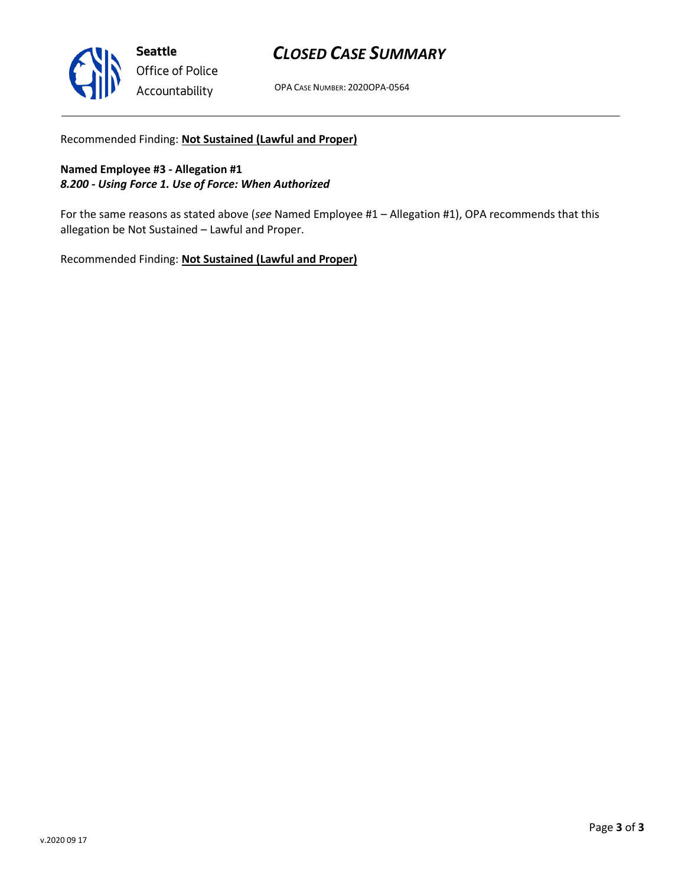Recommended Finding: **Not Sustained (Lawful and Proper)**

**Named Employee #3 - Allegation #1**
***8.200 - Using Force 1. Use of Force: When Authorized***

For the same reasons as stated above (*see* Named Employee #1 – Allegation #1), OPA recommends that this allegation be Not Sustained – Lawful and Proper.

Recommended Finding: **Not Sustained (Lawful and Proper)**